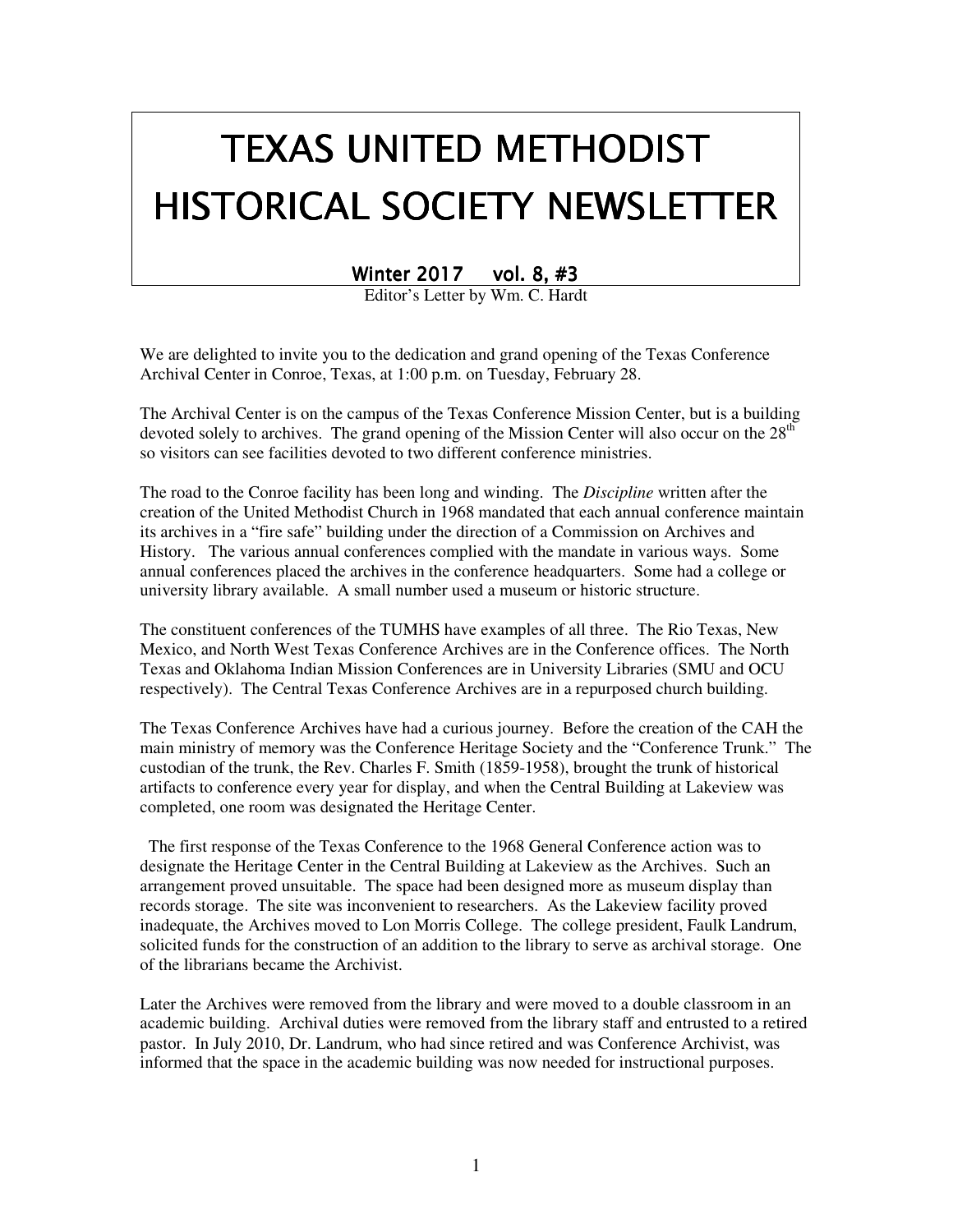# TEXAS UNITED METHODIST HISTORICAL SOCIETY NEWSLETTER

**Winter 2017 vol. 8, #3**

Editor's Letter by Wm. C. Hardt

We are delighted to invite you to the dedication and grand opening of the Texas Conference Archival Center in Conroe, Texas, at 1:00 p.m. on Tuesday, February 28.

The Archival Center is on the campus of the Texas Conference Mission Center, but is a building devoted solely to archives. The grand opening of the Mission Center will also occur on the 28th so visitors can see facilities devoted to two different conference ministries.

The road to the Conroe facility has been long and winding. The *Discipline* written after the creation of the United Methodist Church in 1968 mandated that each annual conference maintain its archives in a "fire safe" building under the direction of a Commission on Archives and History. The various annual conferences complied with the mandate in various ways. Some annual conferences placed the archives in the conference headquarters. Some had a college or university library available. A small number used a museum or historic structure.

The constituent conferences of the TUMHS have examples of all three. The Rio Texas, New Mexico, and North West Texas Conference Archives are in the Conference offices. The North Texas and Oklahoma Indian Mission Conferences are in University Libraries (SMU and OCU respectively). The Central Texas Conference Archives are in a repurposed church building.

The Texas Conference Archives have had a curious journey. Before the creation of the CAH the main ministry of memory was the Conference Heritage Society and the "Conference Trunk." The custodian of the trunk, the Rev. Charles F. Smith (1859-1958), brought the trunk of historical artifacts to conference every year for display, and when the Central Building at Lakeview was completed, one room was designated the Heritage Center.

The first response of the Texas Conference to the 1968 General Conference action was to designate the Heritage Center in the Central Building at Lakeview as the Archives. Such an arrangement proved unsuitable. The space had been designed more as museum display than records storage. The site was inconvenient to researchers. As the Lakeview facility proved inadequate, the Archives moved to Lon Morris College. The college president, Faulk Landrum, solicited funds for the construction of an addition to the library to serve as archival storage. One of the librarians became the Archivist.

Later the Archives were removed from the library and were moved to a double classroom in an academic building. Archival duties were removed from the library staff and entrusted to a retired pastor. In July 2010, Dr. Landrum, who had since retired and was Conference Archivist, was informed that the space in the academic building was now needed for instructional purposes.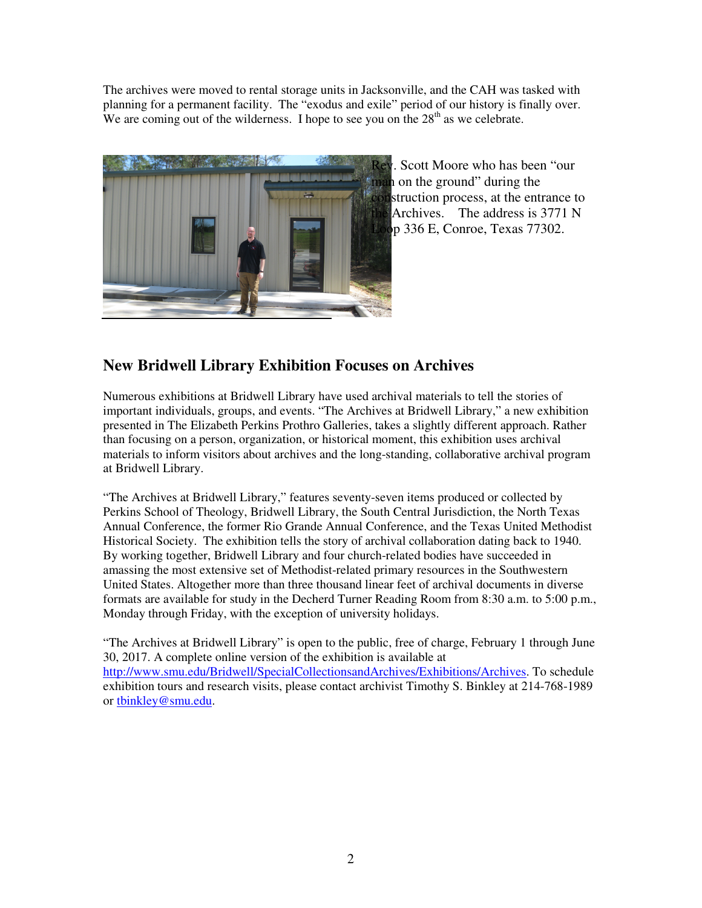The archives were moved to rental storage units in Jacksonville, and the CAH was tasked with planning for a permanent facility. The "exodus and exile" period of our history is finally over. We are coming out of the wilderness. I hope to see you on the 28th as we celebrate.

Rev. Scott Moore who has been "our man on the ground" during the construction process, at the entrance to the Archives. The address is 3771 N Loop 336 E, Conroe, Texas 77302.

## New Bridwell Library Exhibition Focuses on Archives

Numerous exhibitions at Bridwell Library have used archival materials to tell the stories of important individuals, groups, and events. "The Archives at Bridwell Library," a new exhibition presented in The Elizabeth Perkins Prothro Galleries, takes a slightly different approach. Rather than focusing on a person, organization, or historical moment, this exhibition uses archival materials to inform visitors about archives and the long-standing, collaborative archival program at Bridwell Library.

"The Archives at Bridwell Library," features seventy-seven items produced or collected by Perkins School of Theology, Bridwell Library, the South Central Jurisdiction, the North Texas Annual Conference, the former Rio Grande Annual Conference, and the Texas United Methodist Historical Society. The exhibition tells the story of archival collaboration dating back to 1940. By working together, Bridwell Library and four church-related bodies have succeeded in amassing the most extensive set of Methodist-related primary resources in the Southwestern United States. Altogether more than three thousand linear feet of archival documents in diverse formats are available for study in the Decherd Turner Reading Room from 8:30 a.m. to 5:00 p.m., Monday through Friday, with the exception of university holidays.

"The Archives at Bridwell Library" is open to the public, free of charge, February 1 through June 30, 2017. A complete online version of the exhibition is available at http://www.smu.edu/Bridwell/SpecialCollectionsandArchives/Exhibitions/Archives. To schedule exhibition tours and research visits, please contact archivist Timothy S. Binkley at 214-768-1989 or tbinkley@smu.edu.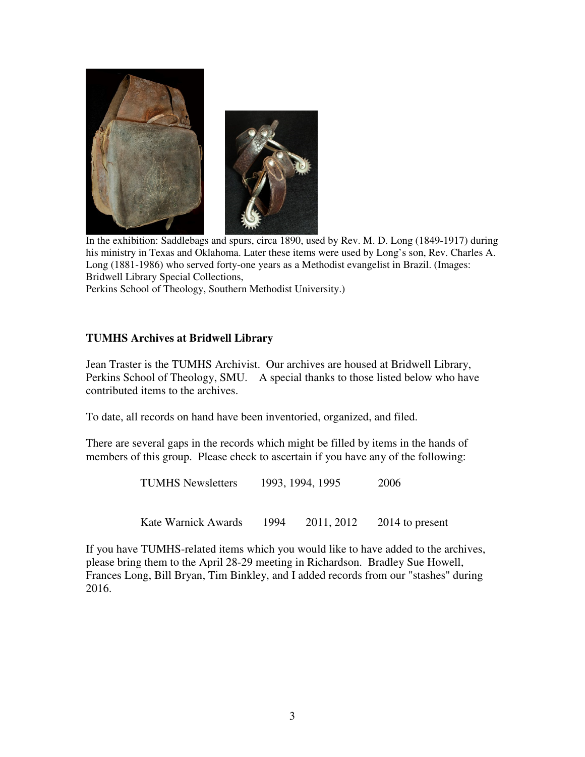In the exhibition: Saddlebags and spurs, circa 1890, used by Rev. M. D. Long (1849-1917) during his ministry in Texas and Oklahoma. Later these items were used by Long's son, Rev. Charles A. Long (1881-1986) who served forty-one years as a Methodist evangelist in Brazil. (Images: Bridwell Library Special Collections, Perkins School of Theology, Southern Methodist University.)

## TUMHS Archives at Bridwell Library

Jean Traster is the TUMHS Archivist. Our archives are housed at Bridwell Library, Perkins School of Theology, SMU. A special thanks to those listed below who have contributed items to the archives.

To date, all records on hand have been inventoried, organized, and filed.

There are several gaps in the records which might be filled by items in the hands of members of this group. Please check to ascertain if you have any of the following:

| | | | |
|---|---|---|---|
| TUMHS Newsletters | 1993, 1994, 1995 | | 2006 |
| Kate Warnick Awards | 1994 | 2011, 2012 | 2014 to present |

If you have TUMHS-related items which you would like to have added to the archives, please bring them to the April 28-29 meeting in Richardson. Bradley Sue Howell, Frances Long, Bill Bryan, Tim Binkley, and I added records from our "stashes" during 2016.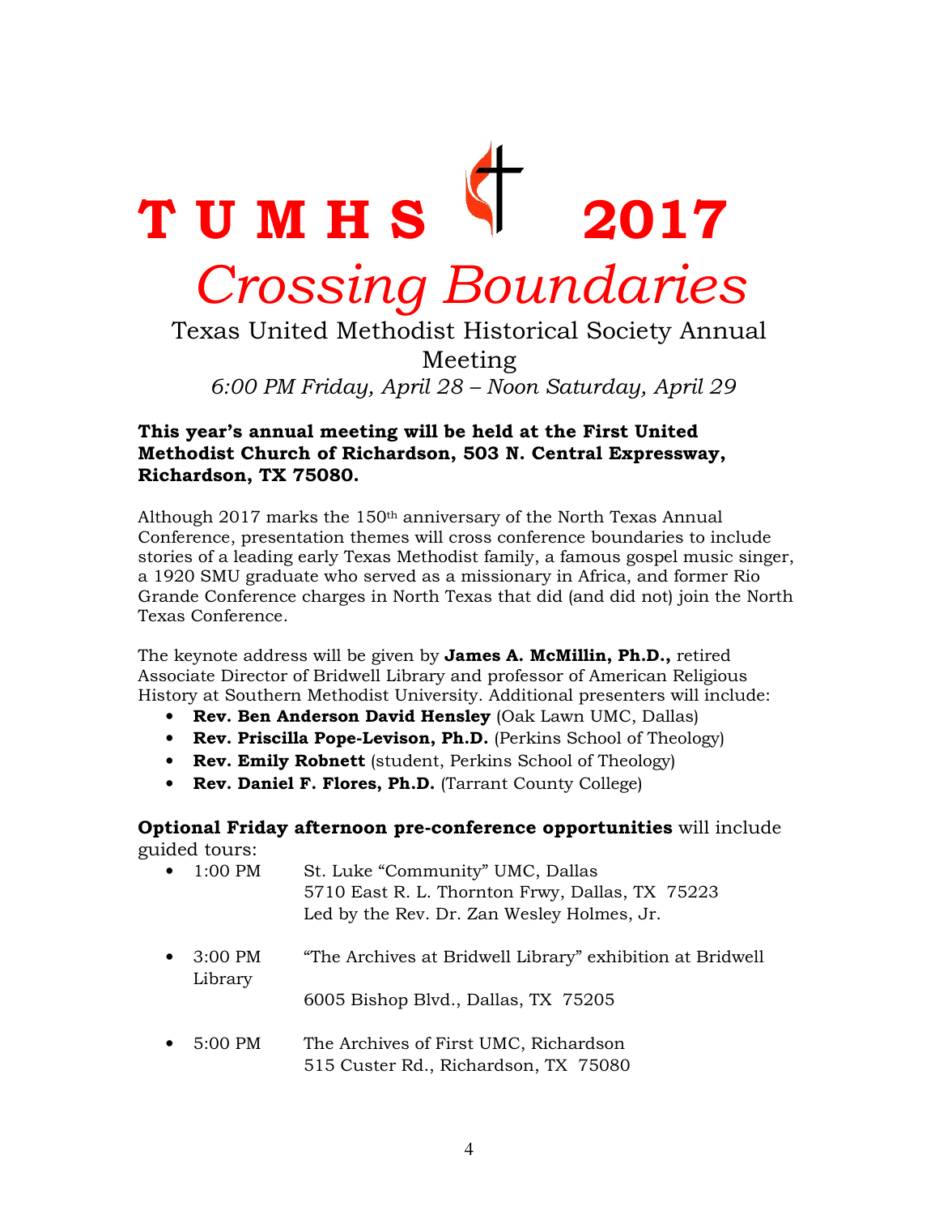# T U M H S 2017

## *Crossing Boundaries*

Texas United Methodist Historical Society Annual Meeting

*6:00 PM Friday, April 28 – Noon Saturday, April 29*

**This year's annual meeting will be held at the First United Methodist Church of Richardson, 503 N. Central Expressway, Richardson, TX 75080.**

Although 2017 marks the 150th anniversary of the North Texas Annual Conference, presentation themes will cross conference boundaries to include stories of a leading early Texas Methodist family, a famous gospel music singer, a 1920 SMU graduate who served as a missionary in Africa, and former Rio Grande Conference charges in North Texas that did (and did not) join the North Texas Conference.

The keynote address will be given by **James A. McMillin, Ph.D.,** retired Associate Director of Bridwell Library and professor of American Religious History at Southern Methodist University. Additional presenters will include:

- **Rev. Ben Anderson David Hensley** (Oak Lawn UMC, Dallas)
- **Rev. Priscilla Pope-Levison, Ph.D.** (Perkins School of Theology)
- **Rev. Emily Robnett** (student, Perkins School of Theology)
- **Rev. Daniel F. Flores, Ph.D.** (Tarrant County College)

**Optional Friday afternoon pre-conference opportunities** will include guided tours:

- 1:00 PM St. Luke "Community" UMC, Dallas
  5710 East R. L. Thornton Frwy, Dallas, TX 75223
  Led by the Rev. Dr. Zan Wesley Holmes, Jr.

- 3:00 PM "The Archives at Bridwell Library" exhibition at Bridwell Library
  6005 Bishop Blvd., Dallas, TX 75205

- 5:00 PM The Archives of First UMC, Richardson
  515 Custer Rd., Richardson, TX 75080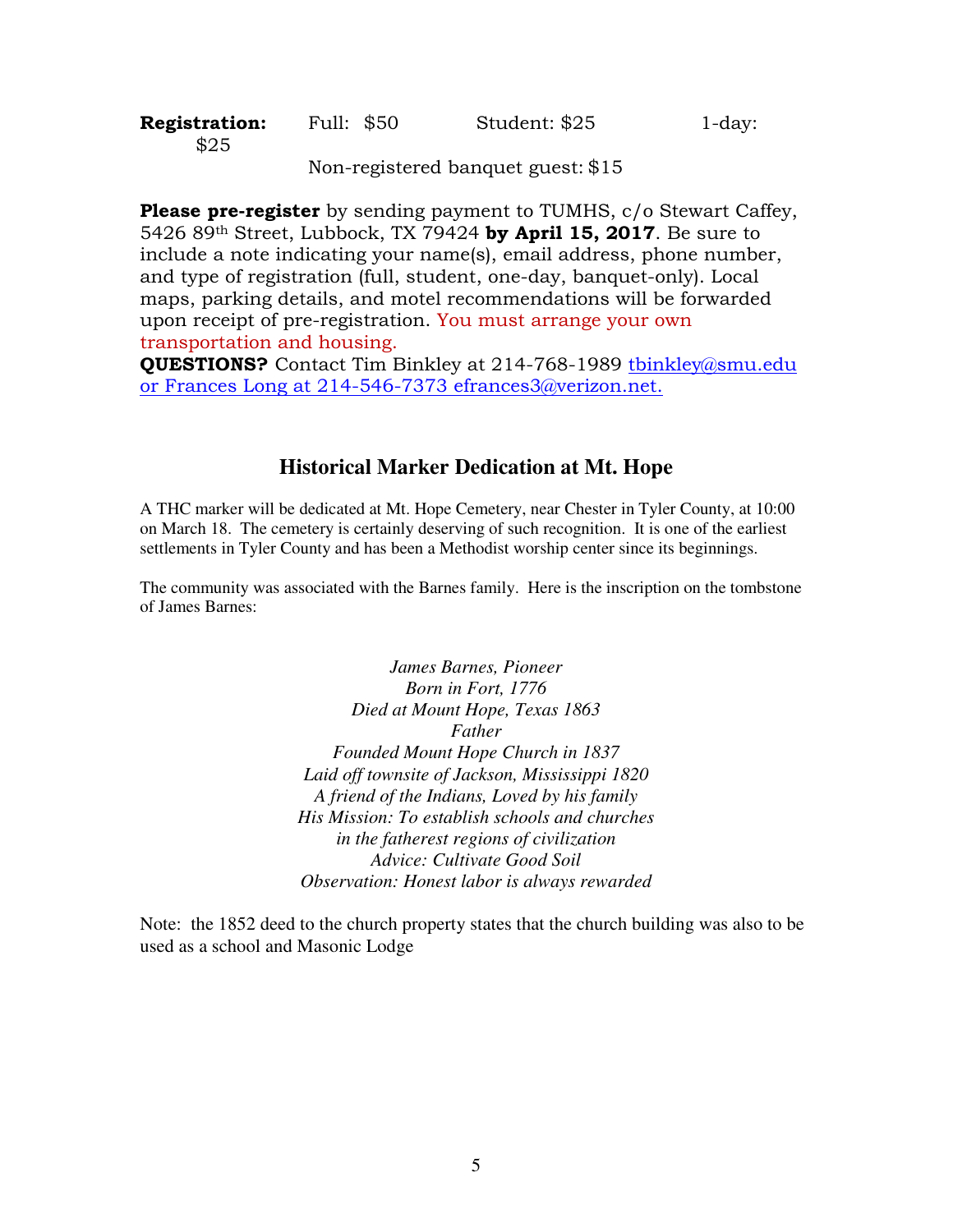**Registration:** Full: $50 Student: $25 1-day: $25

Non-registered banquet guest: $15

**Please pre-register** by sending payment to TUMHS, c/o Stewart Caffey, 5426 89th Street, Lubbock, TX 79424 **by April 15, 2017**. Be sure to include a note indicating your name(s), email address, phone number, and type of registration (full, student, one-day, banquet-only). Local maps, parking details, and motel recommendations will be forwarded upon receipt of pre-registration. You must arrange your own transportation and housing.

**QUESTIONS?** Contact Tim Binkley at 214-768-1989 tbinkley@smu.edu or Frances Long at 214-546-7373 efrances3@verizon.net.

## Historical Marker Dedication at Mt. Hope

A THC marker will be dedicated at Mt. Hope Cemetery, near Chester in Tyler County, at 10:00 on March 18. The cemetery is certainly deserving of such recognition. It is one of the earliest settlements in Tyler County and has been a Methodist worship center since its beginnings.

The community was associated with the Barnes family. Here is the inscription on the tombstone of James Barnes:

*James Barnes, Pioneer*
*Born in Fort, 1776*
*Died at Mount Hope, Texas 1863*
*Father*
*Founded Mount Hope Church in 1837*
*Laid off townsite of Jackson, Mississippi 1820*
*A friend of the Indians, Loved by his family*
*His Mission: To establish schools and churches*
*in the fatherest regions of civilization*
*Advice: Cultivate Good Soil*
*Observation: Honest labor is always rewarded*

Note: the 1852 deed to the church property states that the church building was also to be used as a school and Masonic Lodge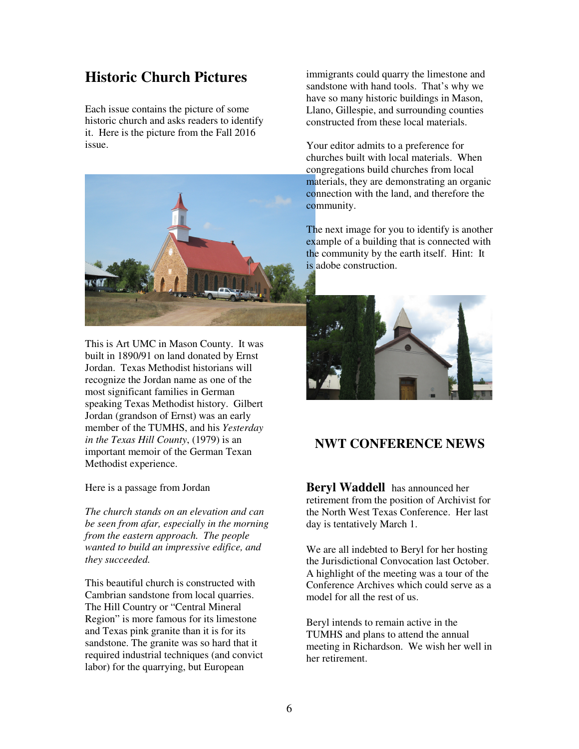## Historic Church Pictures

Each issue contains the picture of some historic church and asks readers to identify it. Here is the picture from the Fall 2016 issue.

This is Art UMC in Mason County. It was built in 1890/91 on land donated by Ernst Jordan. Texas Methodist historians will recognize the Jordan name as one of the most significant families in German speaking Texas Methodist history. Gilbert Jordan (grandson of Ernst) was an early member of the TUMHS, and his *Yesterday in the Texas Hill County*, (1979) is an important memoir of the German Texan Methodist experience.

Here is a passage from Jordan

*The church stands on an elevation and can be seen from afar, especially in the morning from the eastern approach. The people wanted to build an impressive edifice, and they succeeded.*

This beautiful church is constructed with Cambrian sandstone from local quarries. The Hill Country or "Central Mineral Region" is more famous for its limestone and Texas pink granite than it is for its sandstone. The granite was so hard that it required industrial techniques (and convict labor) for the quarrying, but European immigrants could quarry the limestone and sandstone with hand tools. That's why we have so many historic buildings in Mason, Llano, Gillespie, and surrounding counties constructed from these local materials.

Your editor admits to a preference for churches built with local materials. When congregations build churches from local materials, they are demonstrating an organic connection with the land, and therefore the community.

The next image for you to identify is another example of a building that is connected with the community by the earth itself. Hint: It is adobe construction.

## NWT CONFERENCE NEWS

**Beryl Waddell** has announced her retirement from the position of Archivist for the North West Texas Conference. Her last day is tentatively March 1.

We are all indebted to Beryl for her hosting the Jurisdictional Convocation last October. A highlight of the meeting was a tour of the Conference Archives which could serve as a model for all the rest of us.

Beryl intends to remain active in the TUMHS and plans to attend the annual meeting in Richardson. We wish her well in her retirement.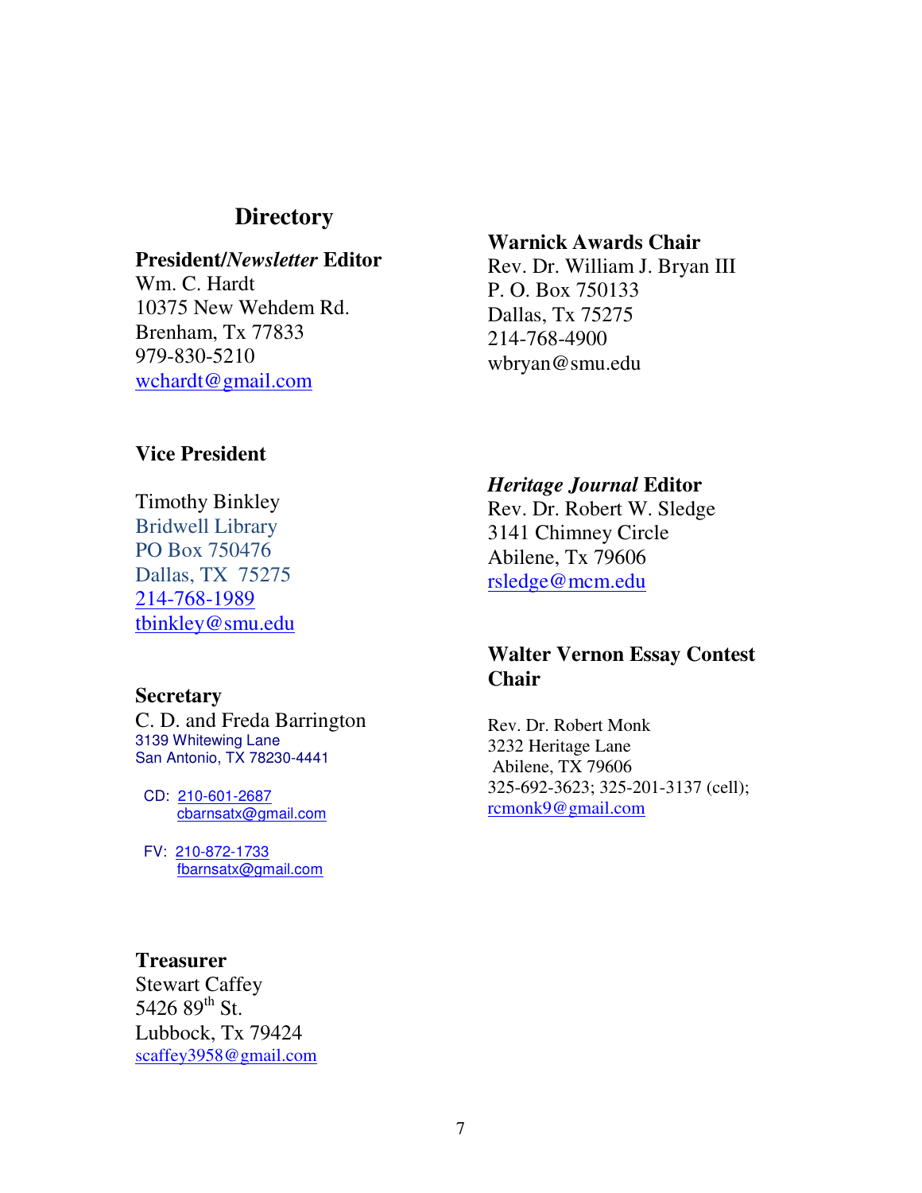## Directory

**President/*Newsletter* Editor**
Wm. C. Hardt
10375 New Wehdem Rd.
Brenham, Tx 77833
979-830-5210
wchardt@gmail.com

**Vice President**

Timothy Binkley
Bridwell Library
PO Box 750476
Dallas, TX 75275
214-768-1989
tbinkley@smu.edu

**Secretary**
C. D. and Freda Barrington
3139 Whitewing Lane
San Antonio, TX 78230-4441

CD: 210-601-2687
cbarnsatx@gmail.com

FV: 210-872-1733
fbarnsatx@gmail.com

**Treasurer**
Stewart Caffey
5426 89th St.
Lubbock, Tx 79424
scaffey3958@gmail.com

**Warnick Awards Chair**
Rev. Dr. William J. Bryan III
P. O. Box 750133
Dallas, Tx 75275
214-768-4900
wbryan@smu.edu

***Heritage Journal* Editor**
Rev. Dr. Robert W. Sledge
3141 Chimney Circle
Abilene, Tx 79606
rsledge@mcm.edu

**Walter Vernon Essay Contest Chair**

Rev. Dr. Robert Monk
3232 Heritage Lane
Abilene, TX 79606
325-692-3623; 325-201-3137 (cell);
rcmonk9@gmail.com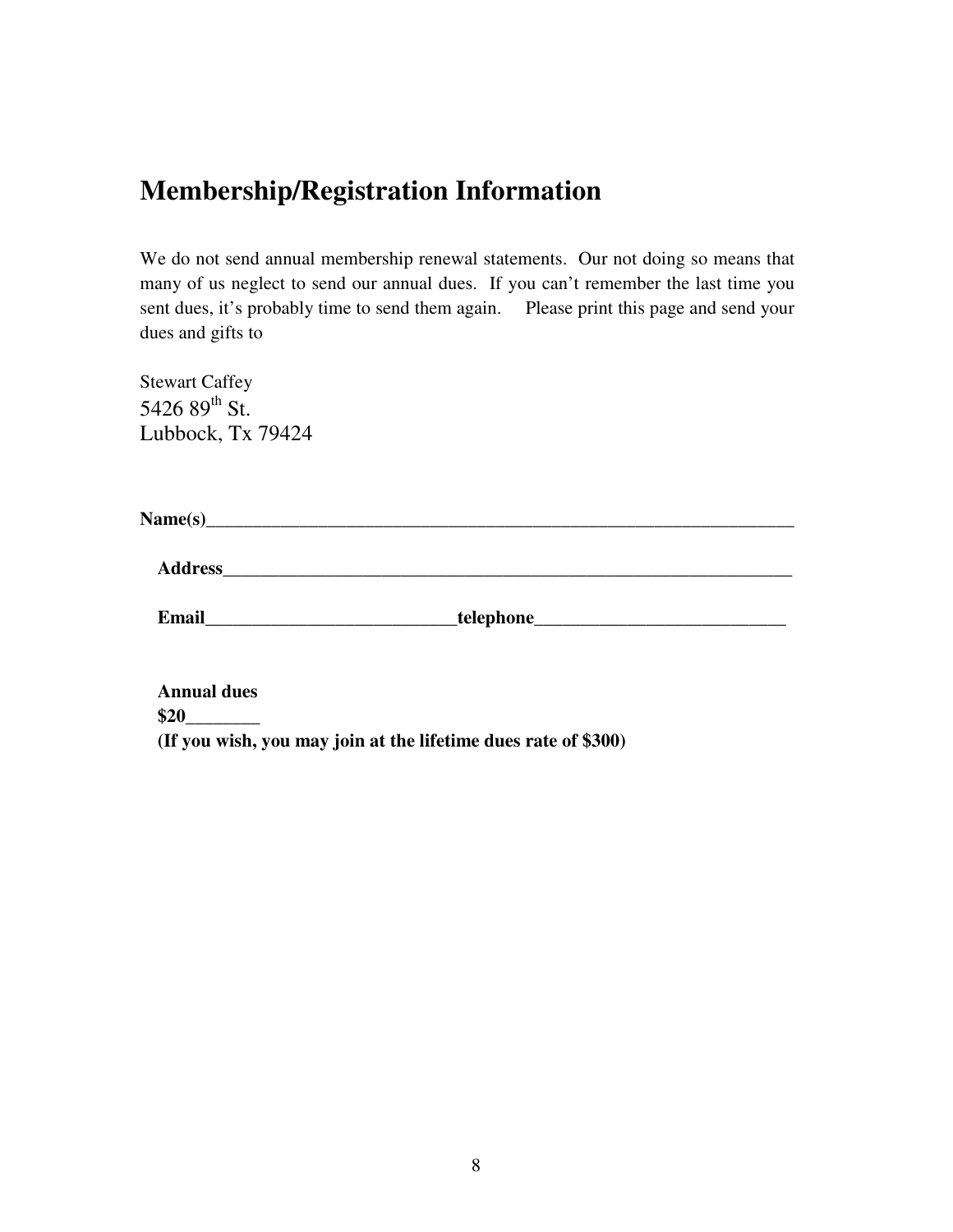# Membership/Registration Information

We do not send annual membership renewal statements. Our not doing so means that many of us neglect to send our annual dues. If you can't remember the last time you sent dues, it's probably time to send them again. Please print this page and send your dues and gifts to

Stewart Caffey
5426 89th St.
Lubbock, Tx 79424

**Name(s)________________________________________________________________**

**Address______________________________________________________________**

**Email___________________________telephone___________________________**

**Annual dues**
**$20________**
**(If you wish, you may join at the lifetime dues rate of $300)**